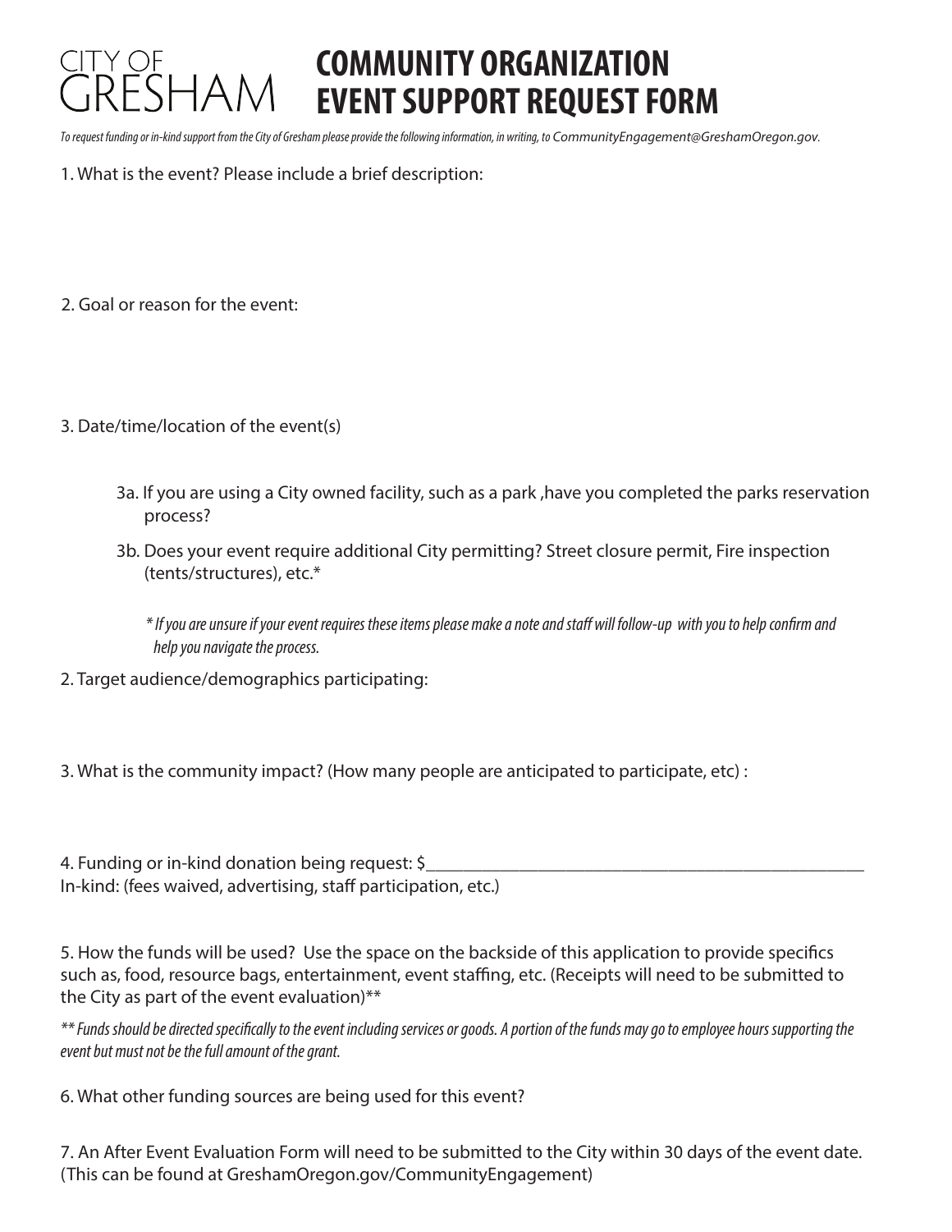CITY OF GRESHAM

# COMMUNITY ORGANIZATION EVENT SUPPORT REQUEST FORM

*To request funding or in-kind support from the City of Gresham please provide the following information, in writing, to CommunityEngagement@GreshamOregon.gov.*

1. What is the event? Please include a brief description:

2. Goal or reason for the event:

3. Date/time/location of the event(s)

   3a. If you are using a City owned facility, such as a park ,have you completed the parks reservation process?

   3b. Does your event require additional City permitting? Street closure permit, Fire inspection (tents/structures), etc.*

   *\* If you are unsure if your event requires these items please make a note and staff will follow-up with you to help confirm and help you navigate the process.*

2. Target audience/demographics participating:

3. What is the community impact? (How many people are anticipated to participate, etc) :

4. Funding or in-kind donation being request: $__________________________________________________
In-kind: (fees waived, advertising, staff participation, etc.)

5. How the funds will be used? Use the space on the backside of this application to provide specifics such as, food, resource bags, entertainment, event staffing, etc. (Receipts will need to be submitted to the City as part of the event evaluation)**

*\*\* Funds should be directed specifically to the event including services or goods. A portion of the funds may go to employee hours supporting the event but must not be the full amount of the grant.*

6. What other funding sources are being used for this event?

7. An After Event Evaluation Form will need to be submitted to the City within 30 days of the event date. (This can be found at GreshamOregon.gov/CommunityEngagement)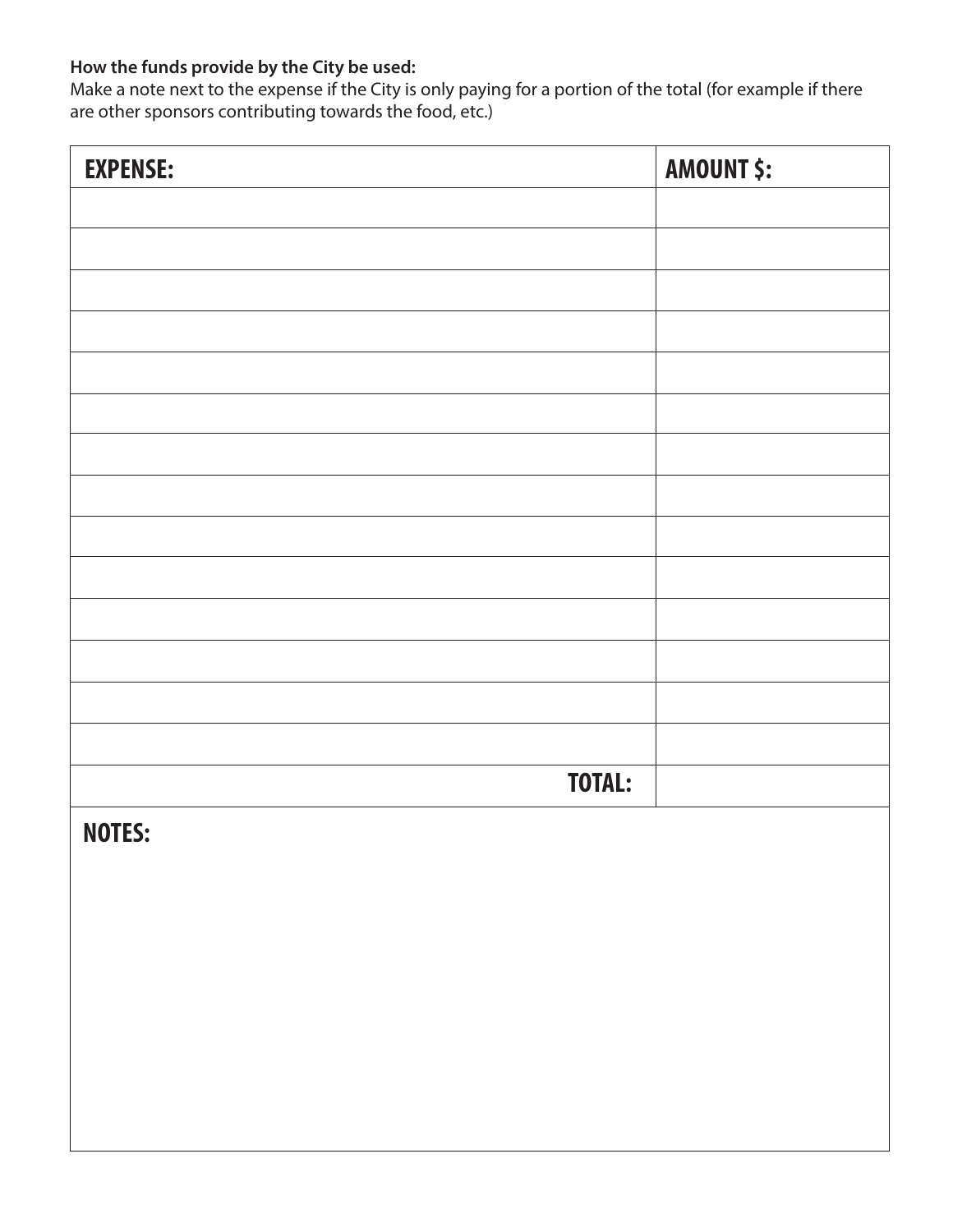**How the funds provide by the City be used:**

Make a note next to the expense if the City is only paying for a portion of the total (for example if there are other sponsors contributing towards the food, etc.)

| EXPENSE: | AMOUNT $: |
|---|---|
| | |
| | |
| | |
| | |
| | |
| | |
| | |
| | |
| | |
| | |
| | |
| | |
| | |
| | |
| TOTAL: | |

**NOTES:**